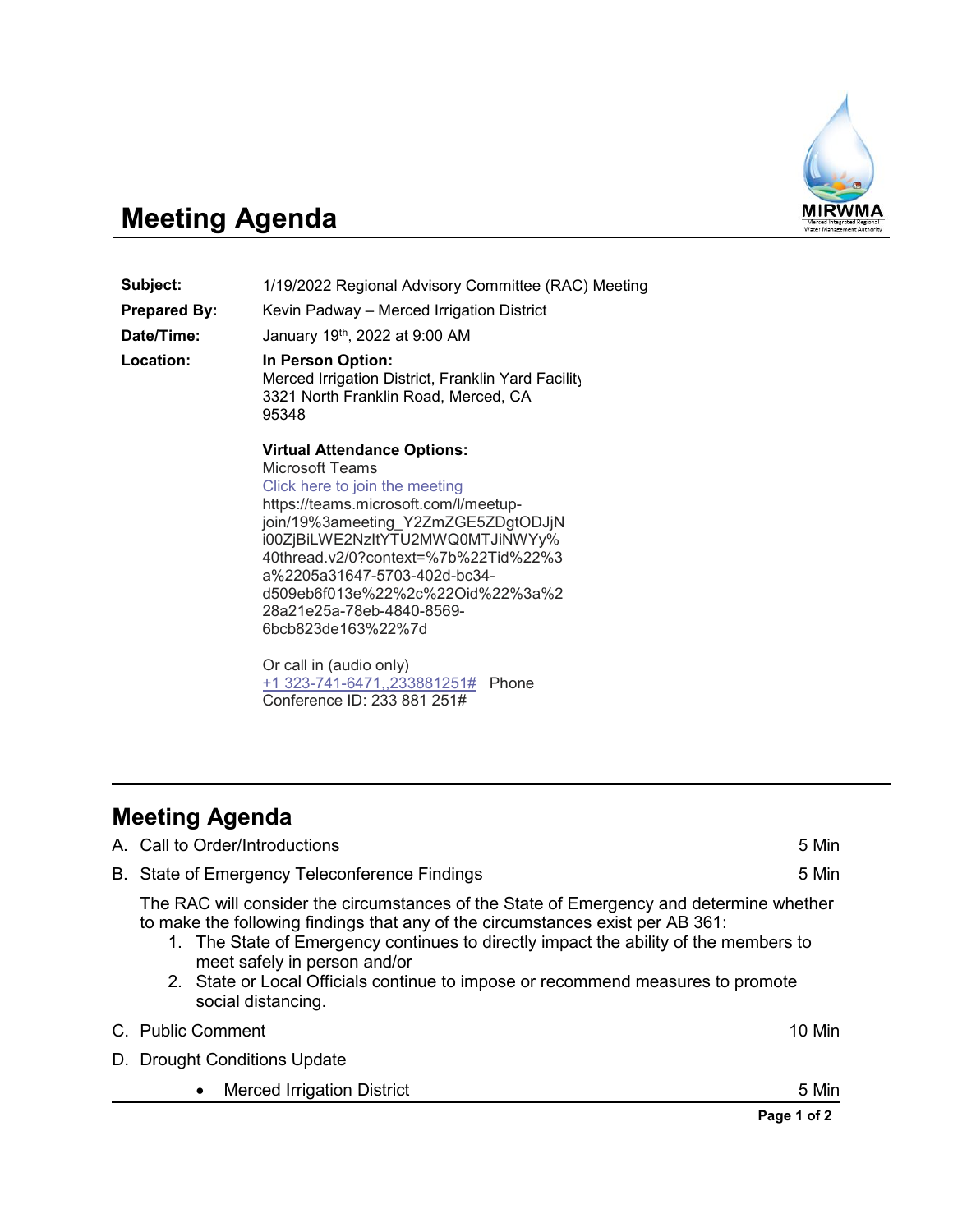# Meeting Agenda

| | |
|---|---|
| **Subject:** | 1/19/2022 Regional Advisory Committee (RAC) Meeting |
| **Prepared By:** | Kevin Padway – Merced Irrigation District |
| **Date/Time:** | January 19th, 2022 at 9:00 AM |
| **Location:** | **In Person Option:**<br>Merced Irrigation District, Franklin Yard Facility<br>3321 North Franklin Road, Merced, CA<br>95348<br><br>**Virtual Attendance Options:**<br>Microsoft Teams<br>Click here to join the meeting<br>https://teams.microsoft.com/l/meetup-join/19%3ameeting_Y2ZmZGE5ZDgtODJjNi00ZjBiLWE2NzItYTU2MWQ0MTJiNWYy%40thread.v2/0?context=%7b%22Tid%22%3a%2205a31647-5703-402d-bc34-d509eb6f013e%22%2c%22Oid%22%3a%228a21e25a-78eb-4840-8569-6bcb823de163%22%7d<br><br>Or call in (audio only)<br>+1 323-741-6471,,233881251# Phone<br>Conference ID: 233 881 251# |

## Meeting Agenda

A. Call to Order/Introductions — 5 Min

B. State of Emergency Teleconference Findings — 5 Min

The RAC will consider the circumstances of the State of Emergency and determine whether to make the following findings that any of the circumstances exist per AB 361:

1. The State of Emergency continues to directly impact the ability of the members to meet safely in person and/or
2. State or Local Officials continue to impose or recommend measures to promote social distancing.

C. Public Comment — 10 Min

D. Drought Conditions Update

- Merced Irrigation District — 5 Min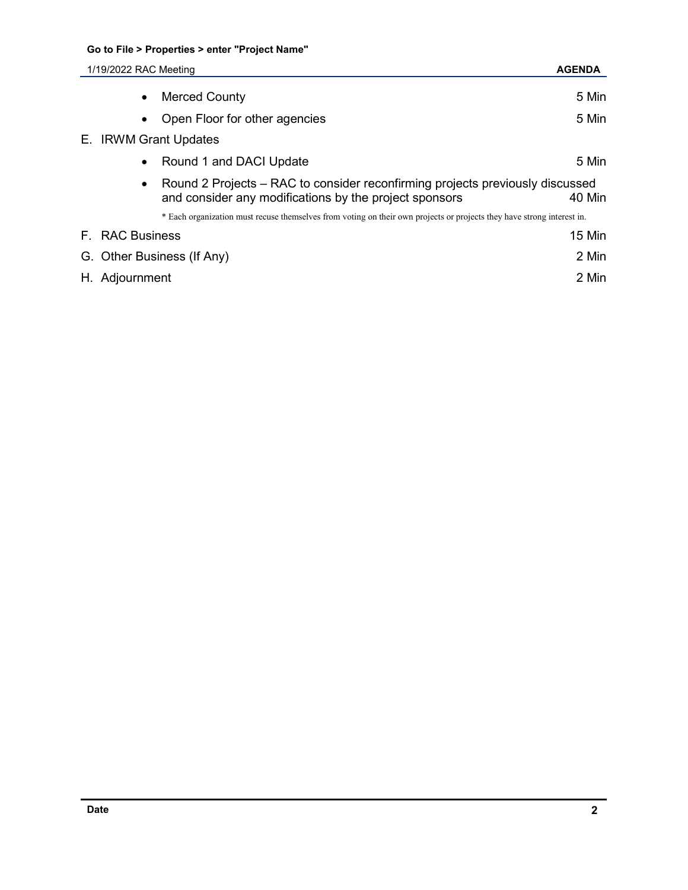- Merced County 5 Min
- Open Floor for other agencies 5 Min

E. IRWM Grant Updates

- Round 1 and DACI Update 5 Min
- Round 2 Projects – RAC to consider reconfirming projects previously discussed and consider any modifications by the project sponsors 40 Min

  \* Each organization must recuse themselves from voting on their own projects or projects they have strong interest in.

F. RAC Business 15 Min

G. Other Business (If Any) 2 Min

H. Adjournment 2 Min